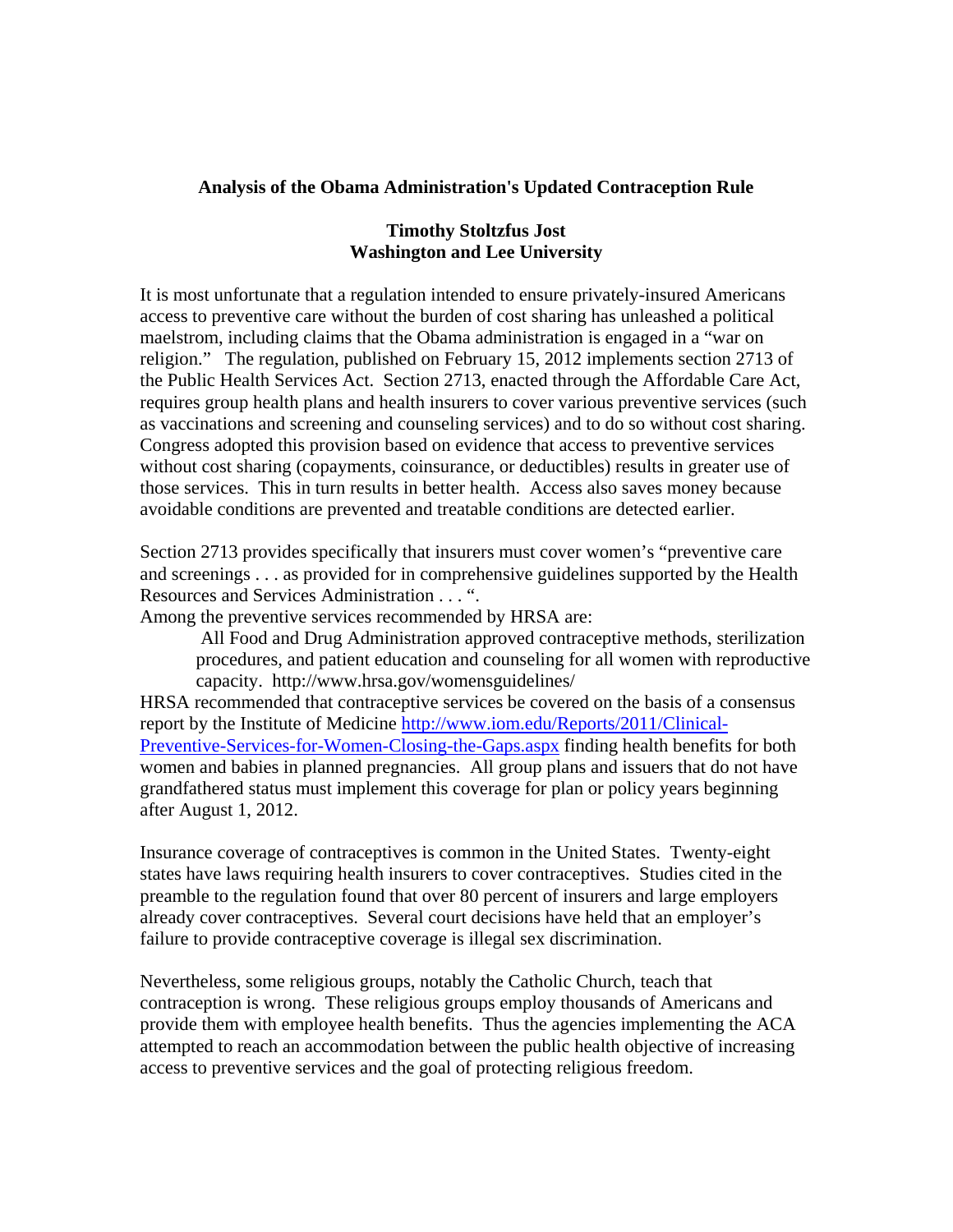**Analysis of the Obama Administration's Updated Contraception Rule**

**Timothy Stoltzfus Jost**
**Washington and Lee University**

It is most unfortunate that a regulation intended to ensure privately-insured Americans access to preventive care without the burden of cost sharing has unleashed a political maelstrom, including claims that the Obama administration is engaged in a "war on religion." The regulation, published on February 15, 2012 implements section 2713 of the Public Health Services Act. Section 2713, enacted through the Affordable Care Act, requires group health plans and health insurers to cover various preventive services (such as vaccinations and screening and counseling services) and to do so without cost sharing. Congress adopted this provision based on evidence that access to preventive services without cost sharing (copayments, coinsurance, or deductibles) results in greater use of those services. This in turn results in better health. Access also saves money because avoidable conditions are prevented and treatable conditions are detected earlier.

Section 2713 provides specifically that insurers must cover women's "preventive care and screenings . . . as provided for in comprehensive guidelines supported by the Health Resources and Services Administration . . . ".

Among the preventive services recommended by HRSA are:

> All Food and Drug Administration approved contraceptive methods, sterilization procedures, and patient education and counseling for all women with reproductive capacity. http://www.hrsa.gov/womensguidelines/

HRSA recommended that contraceptive services be covered on the basis of a consensus report by the Institute of Medicine [http://www.iom.edu/Reports/2011/Clinical-Preventive-Services-for-Women-Closing-the-Gaps.aspx](http://www.iom.edu/Reports/2011/Clinical-Preventive-Services-for-Women-Closing-the-Gaps.aspx) finding health benefits for both women and babies in planned pregnancies. All group plans and issuers that do not have grandfathered status must implement this coverage for plan or policy years beginning after August 1, 2012.

Insurance coverage of contraceptives is common in the United States. Twenty-eight states have laws requiring health insurers to cover contraceptives. Studies cited in the preamble to the regulation found that over 80 percent of insurers and large employers already cover contraceptives. Several court decisions have held that an employer's failure to provide contraceptive coverage is illegal sex discrimination.

Nevertheless, some religious groups, notably the Catholic Church, teach that contraception is wrong. These religious groups employ thousands of Americans and provide them with employee health benefits. Thus the agencies implementing the ACA attempted to reach an accommodation between the public health objective of increasing access to preventive services and the goal of protecting religious freedom.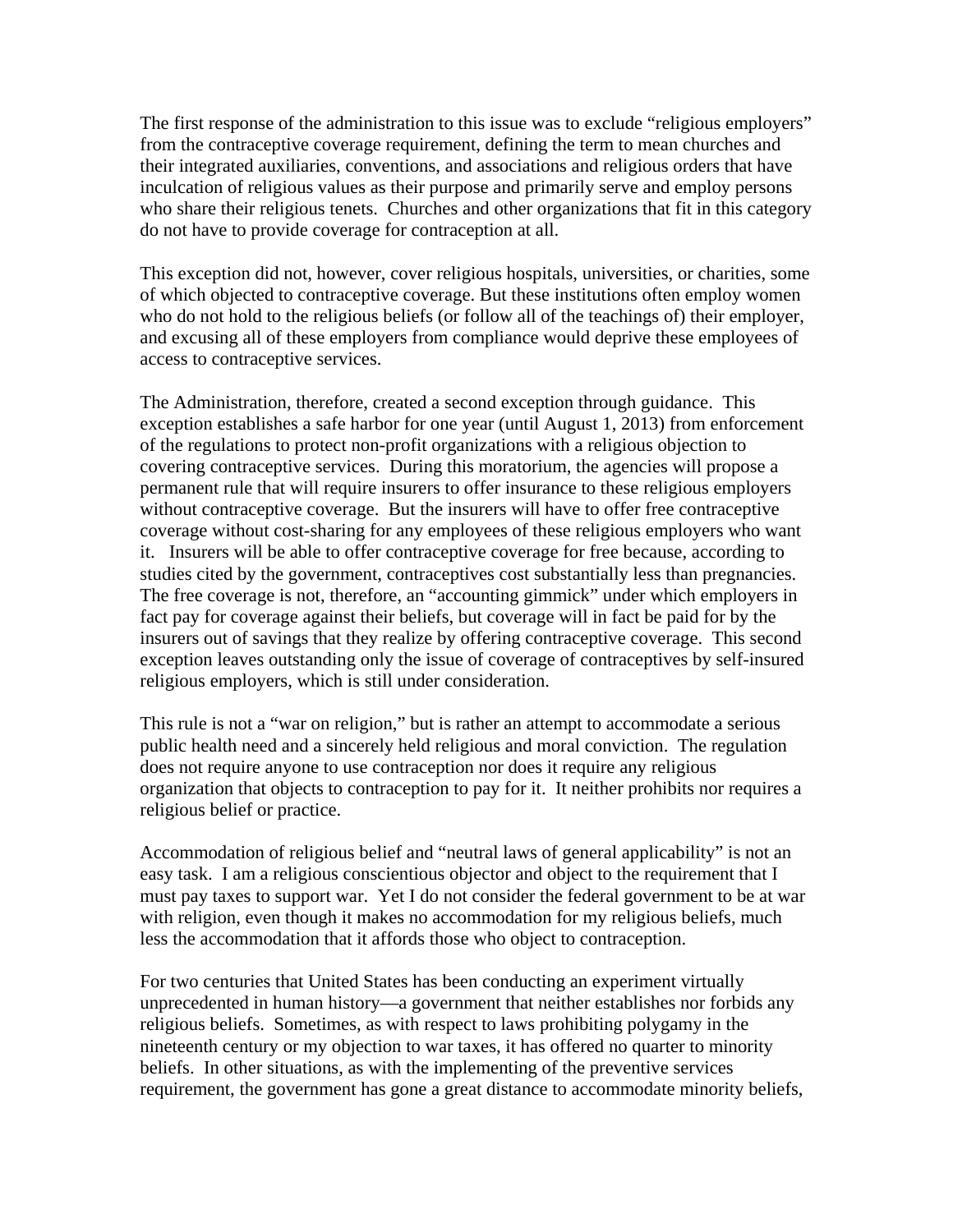The first response of the administration to this issue was to exclude "religious employers" from the contraceptive coverage requirement, defining the term to mean churches and their integrated auxiliaries, conventions, and associations and religious orders that have inculcation of religious values as their purpose and primarily serve and employ persons who share their religious tenets. Churches and other organizations that fit in this category do not have to provide coverage for contraception at all.

This exception did not, however, cover religious hospitals, universities, or charities, some of which objected to contraceptive coverage. But these institutions often employ women who do not hold to the religious beliefs (or follow all of the teachings of) their employer, and excusing all of these employers from compliance would deprive these employees of access to contraceptive services.

The Administration, therefore, created a second exception through guidance. This exception establishes a safe harbor for one year (until August 1, 2013) from enforcement of the regulations to protect non-profit organizations with a religious objection to covering contraceptive services. During this moratorium, the agencies will propose a permanent rule that will require insurers to offer insurance to these religious employers without contraceptive coverage. But the insurers will have to offer free contraceptive coverage without cost-sharing for any employees of these religious employers who want it. Insurers will be able to offer contraceptive coverage for free because, according to studies cited by the government, contraceptives cost substantially less than pregnancies. The free coverage is not, therefore, an "accounting gimmick" under which employers in fact pay for coverage against their beliefs, but coverage will in fact be paid for by the insurers out of savings that they realize by offering contraceptive coverage. This second exception leaves outstanding only the issue of coverage of contraceptives by self-insured religious employers, which is still under consideration.

This rule is not a "war on religion," but is rather an attempt to accommodate a serious public health need and a sincerely held religious and moral conviction. The regulation does not require anyone to use contraception nor does it require any religious organization that objects to contraception to pay for it. It neither prohibits nor requires a religious belief or practice.

Accommodation of religious belief and "neutral laws of general applicability" is not an easy task. I am a religious conscientious objector and object to the requirement that I must pay taxes to support war. Yet I do not consider the federal government to be at war with religion, even though it makes no accommodation for my religious beliefs, much less the accommodation that it affords those who object to contraception.

For two centuries that United States has been conducting an experiment virtually unprecedented in human history—a government that neither establishes nor forbids any religious beliefs. Sometimes, as with respect to laws prohibiting polygamy in the nineteenth century or my objection to war taxes, it has offered no quarter to minority beliefs. In other situations, as with the implementing of the preventive services requirement, the government has gone a great distance to accommodate minority beliefs,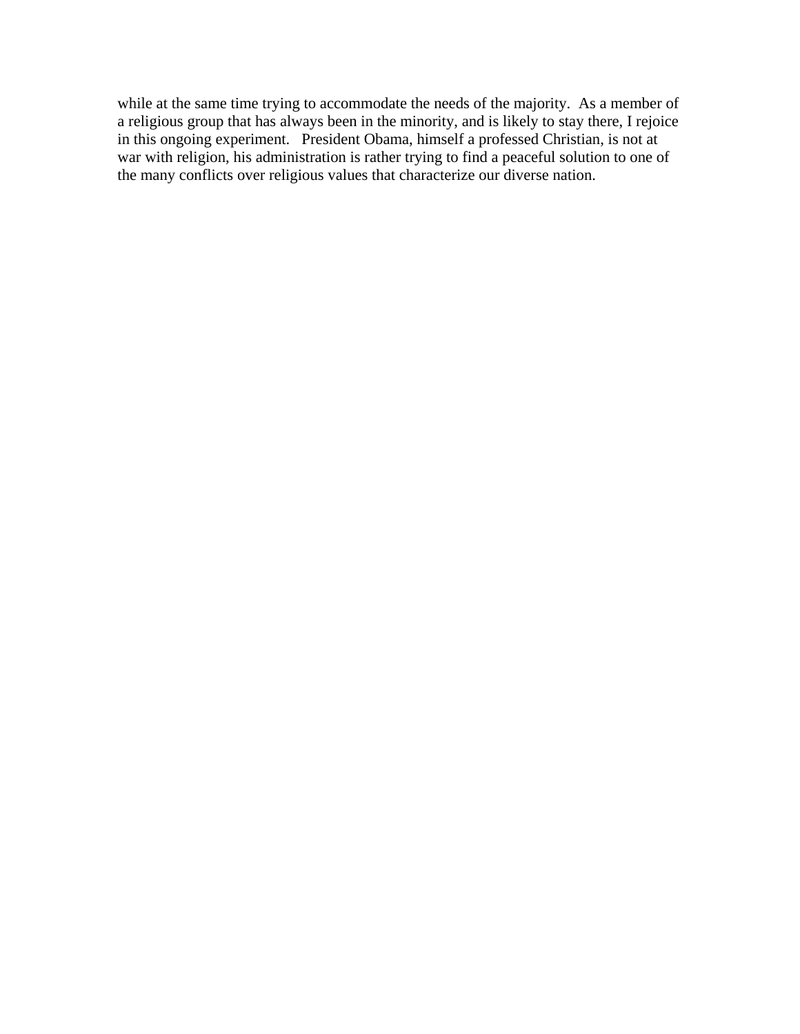while at the same time trying to accommodate the needs of the majority. As a member of a religious group that has always been in the minority, and is likely to stay there, I rejoice in this ongoing experiment. President Obama, himself a professed Christian, is not at war with religion, his administration is rather trying to find a peaceful solution to one of the many conflicts over religious values that characterize our diverse nation.